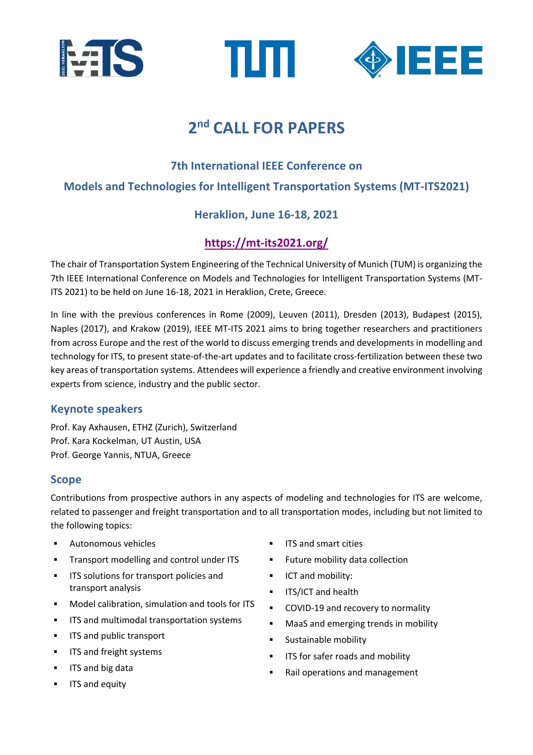# 2nd CALL FOR PAPERS

## 7th International IEEE Conference on Models and Technologies for Intelligent Transportation Systems (MT-ITS2021)

## Heraklion, June 16-18, 2021

## https://mt-its2021.org/

The chair of Transportation System Engineering of the Technical University of Munich (TUM) is organizing the 7th IEEE International Conference on Models and Technologies for Intelligent Transportation Systems (MT-ITS 2021) to be held on June 16-18, 2021 in Heraklion, Crete, Greece.

In line with the previous conferences in Rome (2009), Leuven (2011), Dresden (2013), Budapest (2015), Naples (2017), and Krakow (2019), IEEE MT-ITS 2021 aims to bring together researchers and practitioners from across Europe and the rest of the world to discuss emerging trends and developments in modelling and technology for ITS, to present state-of-the-art updates and to facilitate cross-fertilization between these two key areas of transportation systems. Attendees will experience a friendly and creative environment involving experts from science, industry and the public sector.

## Keynote speakers

Prof. Kay Axhausen, ETHZ (Zurich), Switzerland
Prof. Kara Kockelman, UT Austin, USA
Prof. George Yannis, NTUA, Greece

## Scope

Contributions from prospective authors in any aspects of modeling and technologies for ITS are welcome, related to passenger and freight transportation and to all transportation modes, including but not limited to the following topics:

- Autonomous vehicles
- Transport modelling and control under ITS
- ITS solutions for transport policies and transport analysis
- Model calibration, simulation and tools for ITS
- ITS and multimodal transportation systems
- ITS and public transport
- ITS and freight systems
- ITS and big data
- ITS and equity
- ITS and smart cities
- Future mobility data collection
- ICT and mobility:
- ITS/ICT and health
- COVID-19 and recovery to normality
- MaaS and emerging trends in mobility
- Sustainable mobility
- ITS for safer roads and mobility
- Rail operations and management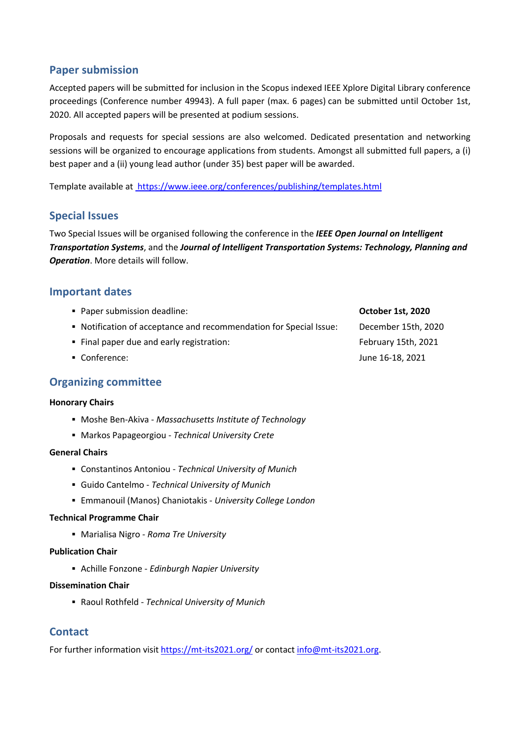## Paper submission

Accepted papers will be submitted for inclusion in the Scopus indexed IEEE Xplore Digital Library conference proceedings (Conference number 49943). A full paper (max. 6 pages) can be submitted until October 1st, 2020. All accepted papers will be presented at podium sessions.

Proposals and requests for special sessions are also welcomed. Dedicated presentation and networking sessions will be organized to encourage applications from students. Amongst all submitted full papers, a (i) best paper and a (ii) young lead author (under 35) best paper will be awarded.

Template available at [https://www.ieee.org/conferences/publishing/templates.html](https://www.ieee.org/conferences/publishing/templates.html)

## Special Issues

Two Special Issues will be organised following the conference in the ***IEEE Open Journal on Intelligent Transportation Systems***, and the ***Journal of Intelligent Transportation Systems: Technology, Planning and Operation***. More details will follow.

## Important dates

- Paper submission deadline: **October 1st, 2020**
- Notification of acceptance and recommendation for Special Issue: December 15th, 2020
- Final paper due and early registration: February 15th, 2021
- Conference: June 16-18, 2021

## Organizing committee

**Honorary Chairs**

- Moshe Ben-Akiva - *Massachusetts Institute of Technology*
- Markos Papageorgiou - *Technical University Crete*

**General Chairs**

- Constantinos Antoniou - *Technical University of Munich*
- Guido Cantelmo - *Technical University of Munich*
- Emmanouil (Manos) Chaniotakis - *University College London*

**Technical Programme Chair**

- Marialisa Nigro - *Roma Tre University*

**Publication Chair**

- Achille Fonzone - *Edinburgh Napier University*

**Dissemination Chair**

- Raoul Rothfeld - *Technical University of Munich*

## Contact

For further information visit [https://mt-its2021.org/](https://mt-its2021.org/) or contact [info@mt-its2021.org](mailto:info@mt-its2021.org).